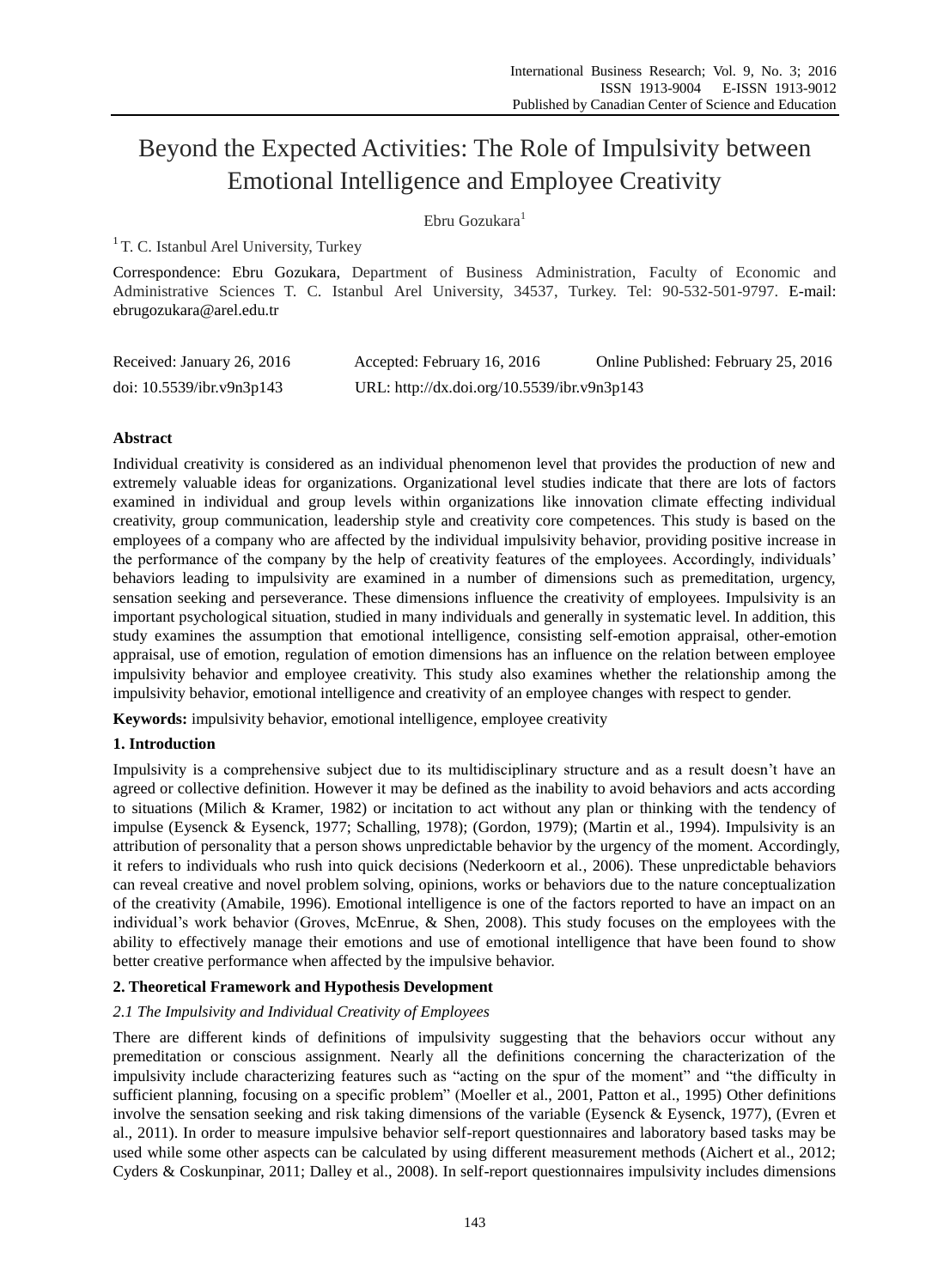# Beyond the Expected Activities: The Role of Impulsivity between Emotional Intelligence and Employee Creativity

Ebru Gozukara[1]

[1] T. C. Istanbul Arel University, Turkey

Correspondence: Ebru Gozukara, Department of Business Administration, Faculty of Economic and Administrative Sciences T. C. Istanbul Arel University, 34537, Turkey. Tel: 90-532-501-9797. E-mail: ebrugozukara@arel.edu.tr

Received: January 26, 2016 Accepted: February 16, 2016 Online Published: February 25, 2016

doi: 10.5539/ibr.v9n3p143 URL: http://dx.doi.org/10.5539/ibr.v9n3p143

## Abstract

Individual creativity is considered as an individual phenomenon level that provides the production of new and extremely valuable ideas for organizations. Organizational level studies indicate that there are lots of factors examined in individual and group levels within organizations like innovation climate effecting individual creativity, group communication, leadership style and creativity core competences. This study is based on the employees of a company who are affected by the individual impulsivity behavior, providing positive increase in the performance of the company by the help of creativity features of the employees. Accordingly, individuals' behaviors leading to impulsivity are examined in a number of dimensions such as premeditation, urgency, sensation seeking and perseverance. These dimensions influence the creativity of employees. Impulsivity is an important psychological situation, studied in many individuals and generally in systematic level. In addition, this study examines the assumption that emotional intelligence, consisting self-emotion appraisal, other-emotion appraisal, use of emotion, regulation of emotion dimensions has an influence on the relation between employee impulsivity behavior and employee creativity. This study also examines whether the relationship among the impulsivity behavior, emotional intelligence and creativity of an employee changes with respect to gender.

**Keywords:** impulsivity behavior, emotional intelligence, employee creativity

## 1. Introduction

Impulsivity is a comprehensive subject due to its multidisciplinary structure and as a result doesn't have an agreed or collective definition. However it may be defined as the inability to avoid behaviors and acts according to situations (Milich & Kramer, 1982) or incitation to act without any plan or thinking with the tendency of impulse (Eysenck & Eysenck, 1977; Schalling, 1978); (Gordon, 1979); (Martin et al., 1994). Impulsivity is an attribution of personality that a person shows unpredictable behavior by the urgency of the moment. Accordingly, it refers to individuals who rush into quick decisions (Nederkoorn et al., 2006). These unpredictable behaviors can reveal creative and novel problem solving, opinions, works or behaviors due to the nature conceptualization of the creativity (Amabile, 1996). Emotional intelligence is one of the factors reported to have an impact on an individual's work behavior (Groves, McEnrue, & Shen, 2008). This study focuses on the employees with the ability to effectively manage their emotions and use of emotional intelligence that have been found to show better creative performance when affected by the impulsive behavior.

## 2. Theoretical Framework and Hypothesis Development

### *2.1 The Impulsivity and Individual Creativity of Employees*

There are different kinds of definitions of impulsivity suggesting that the behaviors occur without any premeditation or conscious assignment. Nearly all the definitions concerning the characterization of the impulsivity include characterizing features such as "acting on the spur of the moment" and "the difficulty in sufficient planning, focusing on a specific problem" (Moeller et al., 2001, Patton et al., 1995) Other definitions involve the sensation seeking and risk taking dimensions of the variable (Eysenck & Eysenck, 1977), (Evren et al., 2011). In order to measure impulsive behavior self-report questionnaires and laboratory based tasks may be used while some other aspects can be calculated by using different measurement methods (Aichert et al., 2012; Cyders & Coskunpinar, 2011; Dalley et al., 2008). In self-report questionnaires impulsivity includes dimensions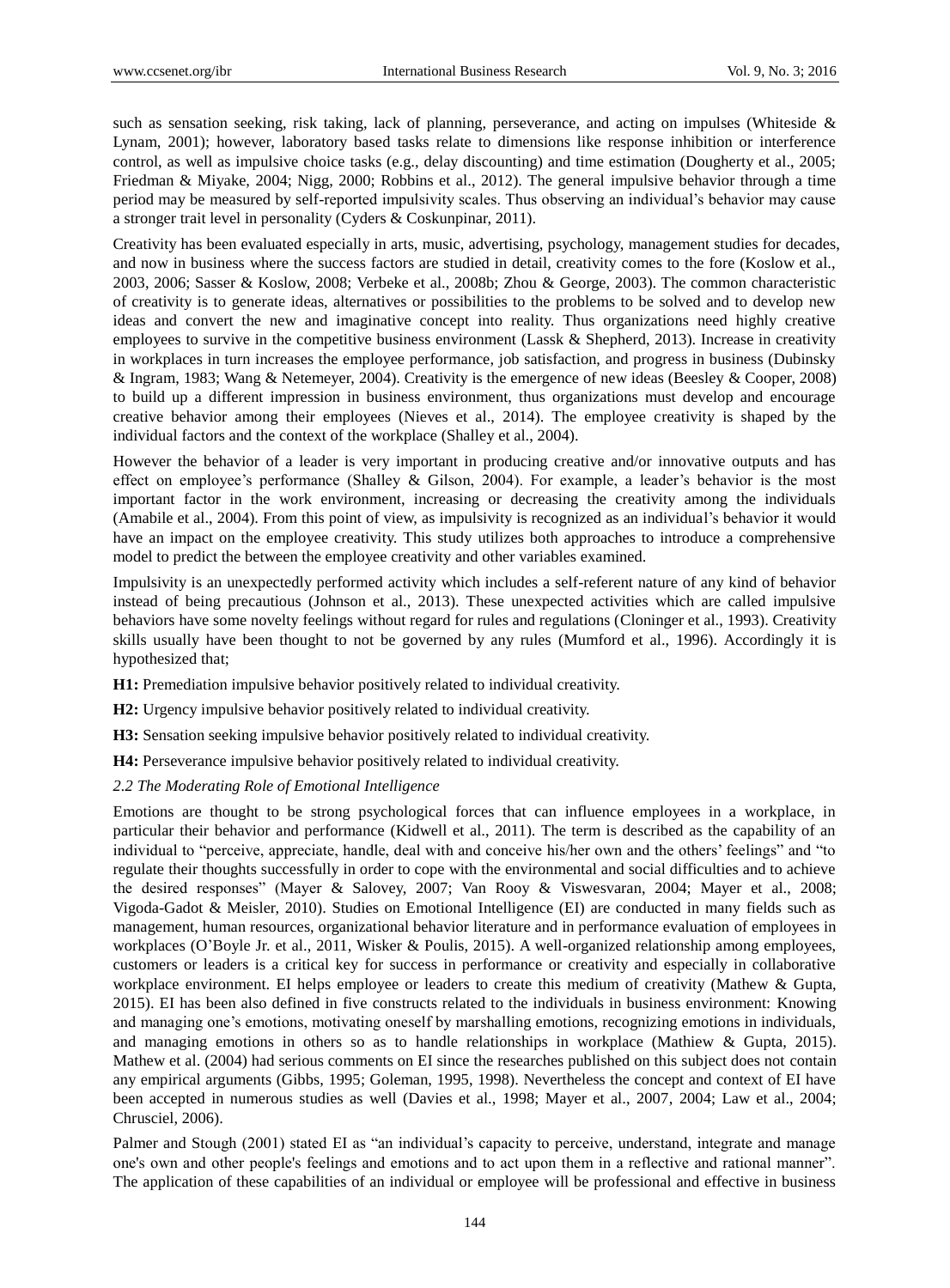such as sensation seeking, risk taking, lack of planning, perseverance, and acting on impulses (Whiteside & Lynam, 2001); however, laboratory based tasks relate to dimensions like response inhibition or interference control, as well as impulsive choice tasks (e.g., delay discounting) and time estimation (Dougherty et al., 2005; Friedman & Miyake, 2004; Nigg, 2000; Robbins et al., 2012). The general impulsive behavior through a time period may be measured by self-reported impulsivity scales. Thus observing an individual's behavior may cause a stronger trait level in personality (Cyders & Coskunpinar, 2011).

Creativity has been evaluated especially in arts, music, advertising, psychology, management studies for decades, and now in business where the success factors are studied in detail, creativity comes to the fore (Koslow et al., 2003, 2006; Sasser & Koslow, 2008; Verbeke et al., 2008b; Zhou & George, 2003). The common characteristic of creativity is to generate ideas, alternatives or possibilities to the problems to be solved and to develop new ideas and convert the new and imaginative concept into reality. Thus organizations need highly creative employees to survive in the competitive business environment (Lassk & Shepherd, 2013). Increase in creativity in workplaces in turn increases the employee performance, job satisfaction, and progress in business (Dubinsky & Ingram, 1983; Wang & Netemeyer, 2004). Creativity is the emergence of new ideas (Beesley & Cooper, 2008) to build up a different impression in business environment, thus organizations must develop and encourage creative behavior among their employees (Nieves et al., 2014). The employee creativity is shaped by the individual factors and the context of the workplace (Shalley et al., 2004).

However the behavior of a leader is very important in producing creative and/or innovative outputs and has effect on employee's performance (Shalley & Gilson, 2004). For example, a leader's behavior is the most important factor in the work environment, increasing or decreasing the creativity among the individuals (Amabile et al., 2004). From this point of view, as impulsivity is recognized as an individual's behavior it would have an impact on the employee creativity. This study utilizes both approaches to introduce a comprehensive model to predict the between the employee creativity and other variables examined.

Impulsivity is an unexpectedly performed activity which includes a self-referent nature of any kind of behavior instead of being precautious (Johnson et al., 2013). These unexpected activities which are called impulsive behaviors have some novelty feelings without regard for rules and regulations (Cloninger et al., 1993). Creativity skills usually have been thought to not be governed by any rules (Mumford et al., 1996). Accordingly it is hypothesized that;

**H1:** Premediation impulsive behavior positively related to individual creativity.

**H2:** Urgency impulsive behavior positively related to individual creativity.

**H3:** Sensation seeking impulsive behavior positively related to individual creativity.

**H4:** Perseverance impulsive behavior positively related to individual creativity.

### *2.2 The Moderating Role of Emotional Intelligence*

Emotions are thought to be strong psychological forces that can influence employees in a workplace, in particular their behavior and performance (Kidwell et al., 2011). The term is described as the capability of an individual to "perceive, appreciate, handle, deal with and conceive his/her own and the others' feelings" and "to regulate their thoughts successfully in order to cope with the environmental and social difficulties and to achieve the desired responses" (Mayer & Salovey, 2007; Van Rooy & Viswesvaran, 2004; Mayer et al., 2008; Vigoda-Gadot & Meisler, 2010). Studies on Emotional Intelligence (EI) are conducted in many fields such as management, human resources, organizational behavior literature and in performance evaluation of employees in workplaces (O'Boyle Jr. et al., 2011, Wisker & Poulis, 2015). A well-organized relationship among employees, customers or leaders is a critical key for success in performance or creativity and especially in collaborative workplace environment. EI helps employee or leaders to create this medium of creativity (Mathew & Gupta, 2015). EI has been also defined in five constructs related to the individuals in business environment: Knowing and managing one's emotions, motivating oneself by marshalling emotions, recognizing emotions in individuals, and managing emotions in others so as to handle relationships in workplace (Mathiew & Gupta, 2015). Mathew et al. (2004) had serious comments on EI since the researches published on this subject does not contain any empirical arguments (Gibbs, 1995; Goleman, 1995, 1998). Nevertheless the concept and context of EI have been accepted in numerous studies as well (Davies et al., 1998; Mayer et al., 2007, 2004; Law et al., 2004; Chrusciel, 2006).

Palmer and Stough (2001) stated EI as "an individual's capacity to perceive, understand, integrate and manage one's own and other people's feelings and emotions and to act upon them in a reflective and rational manner". The application of these capabilities of an individual or employee will be professional and effective in business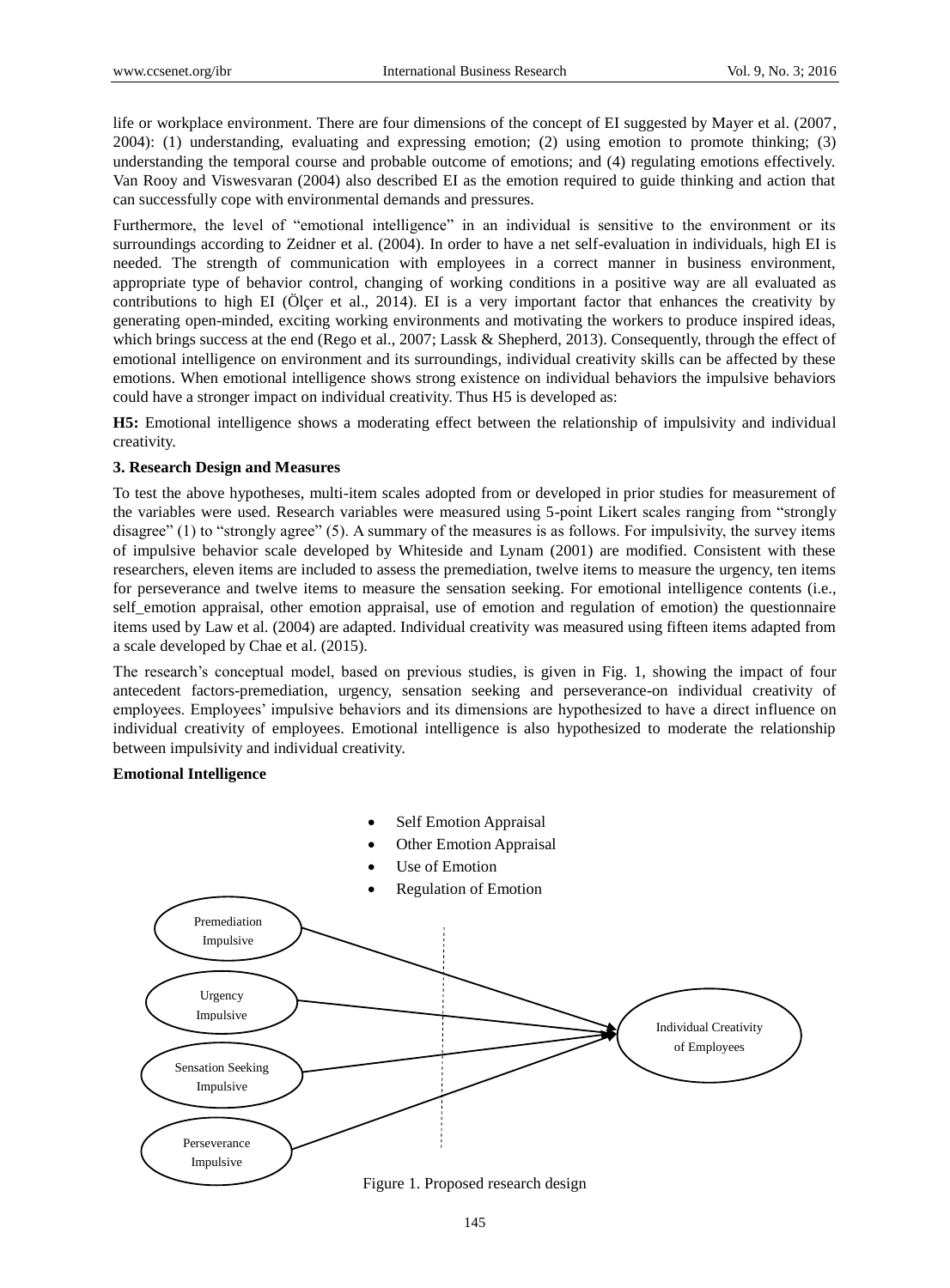life or workplace environment. There are four dimensions of the concept of EI suggested by Mayer et al. (2007, 2004): (1) understanding, evaluating and expressing emotion; (2) using emotion to promote thinking; (3) understanding the temporal course and probable outcome of emotions; and (4) regulating emotions effectively. Van Rooy and Viswesvaran (2004) also described EI as the emotion required to guide thinking and action that can successfully cope with environmental demands and pressures.

Furthermore, the level of "emotional intelligence" in an individual is sensitive to the environment or its surroundings according to Zeidner et al. (2004). In order to have a net self-evaluation in individuals, high EI is needed. The strength of communication with employees in a correct manner in business environment, appropriate type of behavior control, changing of working conditions in a positive way are all evaluated as contributions to high EI (Ölçer et al., 2014). EI is a very important factor that enhances the creativity by generating open-minded, exciting working environments and motivating the workers to produce inspired ideas, which brings success at the end (Rego et al., 2007; Lassk & Shepherd, 2013). Consequently, through the effect of emotional intelligence on environment and its surroundings, individual creativity skills can be affected by these emotions. When emotional intelligence shows strong existence on individual behaviors the impulsive behaviors could have a stronger impact on individual creativity. Thus H5 is developed as:

**H5:** Emotional intelligence shows a moderating effect between the relationship of impulsivity and individual creativity.

### 3. Research Design and Measures

To test the above hypotheses, multi-item scales adopted from or developed in prior studies for measurement of the variables were used. Research variables were measured using 5-point Likert scales ranging from "strongly disagree" (1) to "strongly agree" (5). A summary of the measures is as follows. For impulsivity, the survey items of impulsive behavior scale developed by Whiteside and Lynam (2001) are modified. Consistent with these researchers, eleven items are included to assess the premediation, twelve items to measure the urgency, ten items for perseverance and twelve items to measure the sensation seeking. For emotional intelligence contents (i.e., self_emotion appraisal, other emotion appraisal, use of emotion and regulation of emotion) the questionnaire items used by Law et al. (2004) are adapted. Individual creativity was measured using fifteen items adapted from a scale developed by Chae et al. (2015).

The research's conceptual model, based on previous studies, is given in Fig. 1, showing the impact of four antecedent factors-premediation, urgency, sensation seeking and perseverance-on individual creativity of employees. Employees' impulsive behaviors and its dimensions are hypothesized to have a direct influence on individual creativity of employees. Emotional intelligence is also hypothesized to moderate the relationship between impulsivity and individual creativity.

**Emotional Intelligence**

- Self Emotion Appraisal
- Other Emotion Appraisal
- Use of Emotion
- Regulation of Emotion

Premediation Impulsive

Urgency Impulsive

Sensation Seeking Impulsive

Perseverance Impulsive

Individual Creativity of Employees

Figure 1. Proposed research design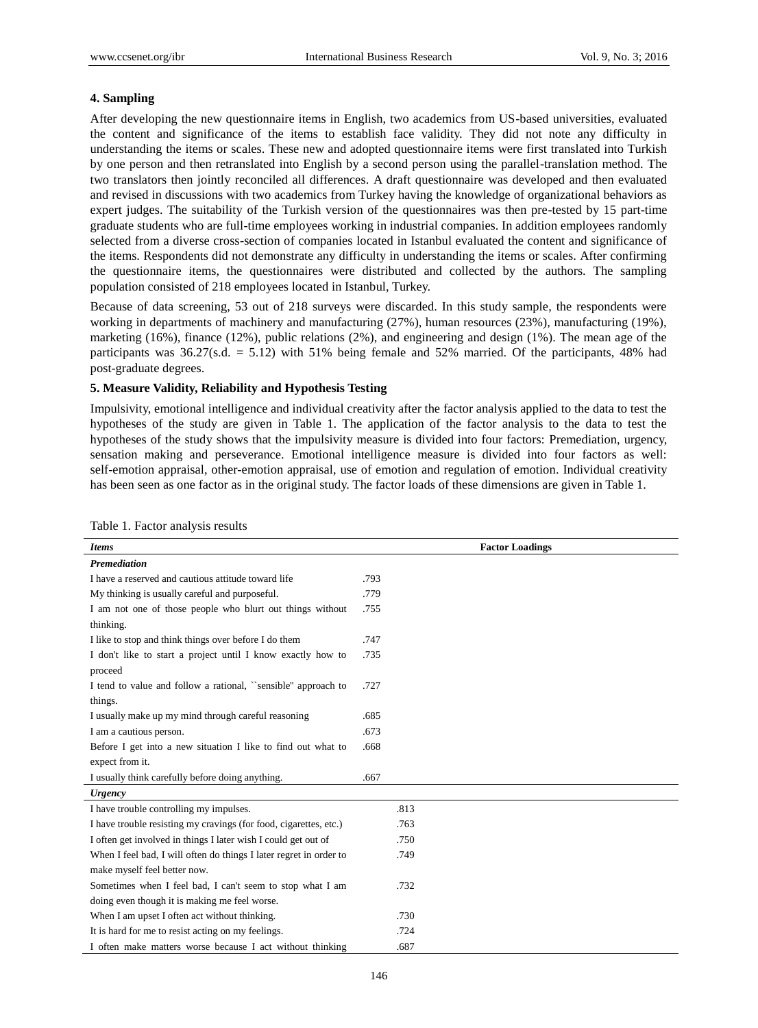## 4. Sampling

After developing the new questionnaire items in English, two academics from US-based universities, evaluated the content and significance of the items to establish face validity. They did not note any difficulty in understanding the items or scales. These new and adopted questionnaire items were first translated into Turkish by one person and then retranslated into English by a second person using the parallel-translation method. The two translators then jointly reconciled all differences. A draft questionnaire was developed and then evaluated and revised in discussions with two academics from Turkey having the knowledge of organizational behaviors as expert judges. The suitability of the Turkish version of the questionnaires was then pre-tested by 15 part-time graduate students who are full-time employees working in industrial companies. In addition employees randomly selected from a diverse cross-section of companies located in Istanbul evaluated the content and significance of the items. Respondents did not demonstrate any difficulty in understanding the items or scales. After confirming the questionnaire items, the questionnaires were distributed and collected by the authors. The sampling population consisted of 218 employees located in Istanbul, Turkey.

Because of data screening, 53 out of 218 surveys were discarded. In this study sample, the respondents were working in departments of machinery and manufacturing (27%), human resources (23%), manufacturing (19%), marketing (16%), finance (12%), public relations (2%), and engineering and design (1%). The mean age of the participants was 36.27(s.d. = 5.12) with 51% being female and 52% married. Of the participants, 48% had post-graduate degrees.

## 5. Measure Validity, Reliability and Hypothesis Testing

Impulsivity, emotional intelligence and individual creativity after the factor analysis applied to the data to test the hypotheses of the study are given in Table 1. The application of the factor analysis to the data to test the hypotheses of the study shows that the impulsivity measure is divided into four factors: Premediation, urgency, sensation making and perseverance. Emotional intelligence measure is divided into four factors as well: self-emotion appraisal, other-emotion appraisal, use of emotion and regulation of emotion. Individual creativity has been seen as one factor as in the original study. The factor loads of these dimensions are given in Table 1.

Table 1. Factor analysis results

| ***Items*** | **Factor Loadings** | |
|---|---|---|
| ***Premediation*** | | |
| I have a reserved and cautious attitude toward life | .793 | |
| My thinking is usually careful and purposeful. | .779 | |
| I am not one of those people who blurt out things without thinking. | .755 | |
| I like to stop and think things over before I do them | .747 | |
| I don't like to start a project until I know exactly how to proceed | .735 | |
| I tend to value and follow a rational, ``sensible'' approach to things. | .727 | |
| I usually make up my mind through careful reasoning | .685 | |
| I am a cautious person. | .673 | |
| Before I get into a new situation I like to find out what to expect from it. | .668 | |
| I usually think carefully before doing anything. | .667 | |
| ***Urgency*** | | |
| I have trouble controlling my impulses. | | .813 |
| I have trouble resisting my cravings (for food, cigarettes, etc.) | | .763 |
| I often get involved in things I later wish I could get out of | | .750 |
| When I feel bad, I will often do things I later regret in order to make myself feel better now. | | .749 |
| Sometimes when I feel bad, I can't seem to stop what I am doing even though it is making me feel worse. | | .732 |
| When I am upset I often act without thinking. | | .730 |
| It is hard for me to resist acting on my feelings. | | .724 |
| I often make matters worse because I act without thinking | | .687 |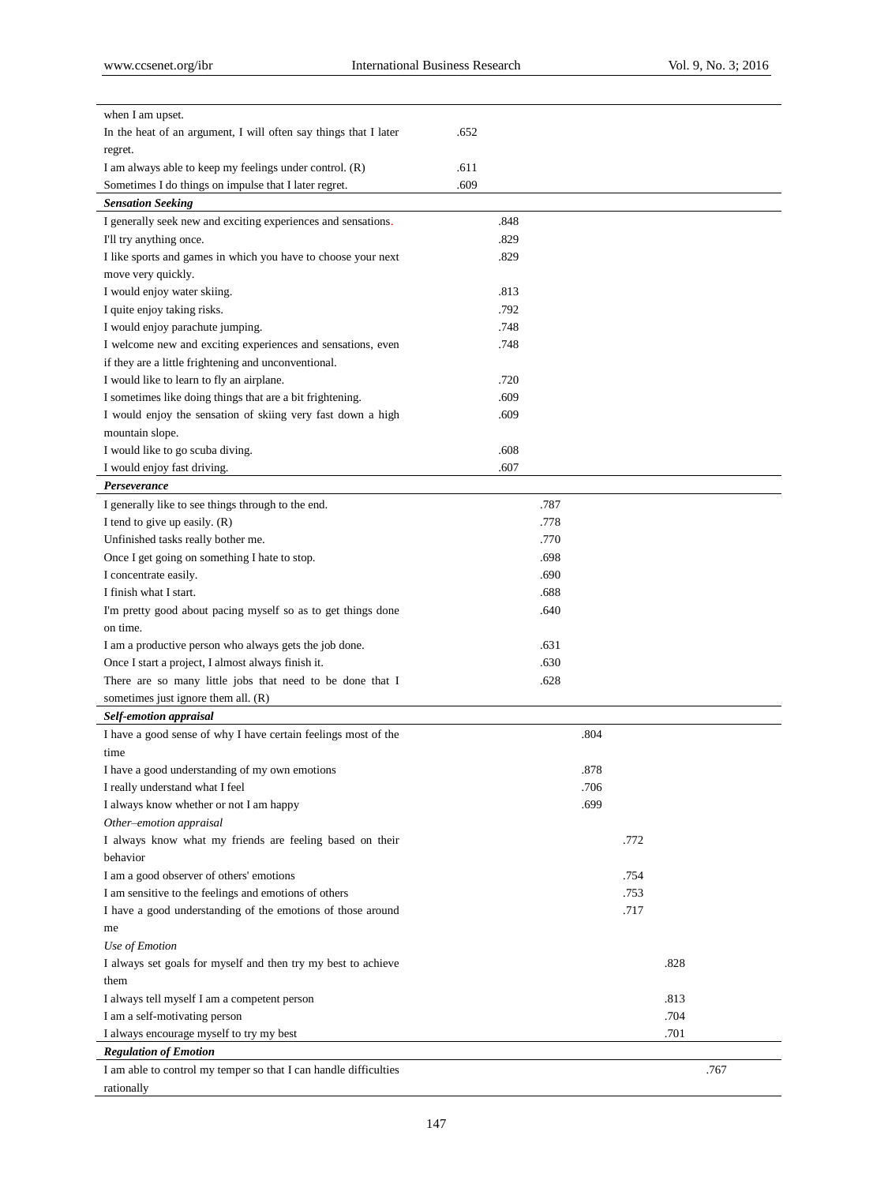| | | | | | | | |
|---|---|---|---|---|---|---|---|
| when I am upset. | | | | | | | |
| In the heat of an argument, I will often say things that I later regret. | .652 | | | | | | |
| I am always able to keep my feelings under control. (R) | .611 | | | | | | |
| Sometimes I do things on impulse that I later regret. | .609 | | | | | | |
| ***Sensation Seeking*** | | | | | | | |
| I generally seek new and exciting experiences and sensations. | | .848 | | | | | |
| I'll try anything once. | | .829 | | | | | |
| I like sports and games in which you have to choose your next move very quickly. | | .829 | | | | | |
| I would enjoy water skiing. | | .813 | | | | | |
| I quite enjoy taking risks. | | .792 | | | | | |
| I would enjoy parachute jumping. | | .748 | | | | | |
| I welcome new and exciting experiences and sensations, even if they are a little frightening and unconventional. | | .748 | | | | | |
| I would like to learn to fly an airplane. | | .720 | | | | | |
| I sometimes like doing things that are a bit frightening. | | .609 | | | | | |
| I would enjoy the sensation of skiing very fast down a high mountain slope. | | .609 | | | | | |
| I would like to go scuba diving. | | .608 | | | | | |
| I would enjoy fast driving. | | .607 | | | | | |
| ***Perseverance*** | | | | | | | |
| I generally like to see things through to the end. | | | .787 | | | | |
| I tend to give up easily. (R) | | | .778 | | | | |
| Unfinished tasks really bother me. | | | .770 | | | | |
| Once I get going on something I hate to stop. | | | .698 | | | | |
| I concentrate easily. | | | .690 | | | | |
| I finish what I start. | | | .688 | | | | |
| I'm pretty good about pacing myself so as to get things done on time. | | | .640 | | | | |
| I am a productive person who always gets the job done. | | | .631 | | | | |
| Once I start a project, I almost always finish it. | | | .630 | | | | |
| There are so many little jobs that need to be done that I sometimes just ignore them all. (R) | | | .628 | | | | |
| ***Self-emotion appraisal*** | | | | | | | |
| I have a good sense of why I have certain feelings most of the time | | | | .804 | | | |
| I have a good understanding of my own emotions | | | | .878 | | | |
| I really understand what I feel | | | | .706 | | | |
| I always know whether or not I am happy | | | | .699 | | | |
| *Other–emotion appraisal* | | | | | | | |
| I always know what my friends are feeling based on their behavior | | | | | .772 | | |
| I am a good observer of others' emotions | | | | | .754 | | |
| I am sensitive to the feelings and emotions of others | | | | | .753 | | |
| I have a good understanding of the emotions of those around me | | | | | .717 | | |
| *Use of Emotion* | | | | | | | |
| I always set goals for myself and then try my best to achieve them | | | | | | .828 | |
| I always tell myself I am a competent person | | | | | | .813 | |
| I am a self-motivating person | | | | | | .704 | |
| I always encourage myself to try my best | | | | | | .701 | |
| ***Regulation of Emotion*** | | | | | | | |
| I am able to control my temper so that I can handle difficulties rationally | | | | | | | .767 |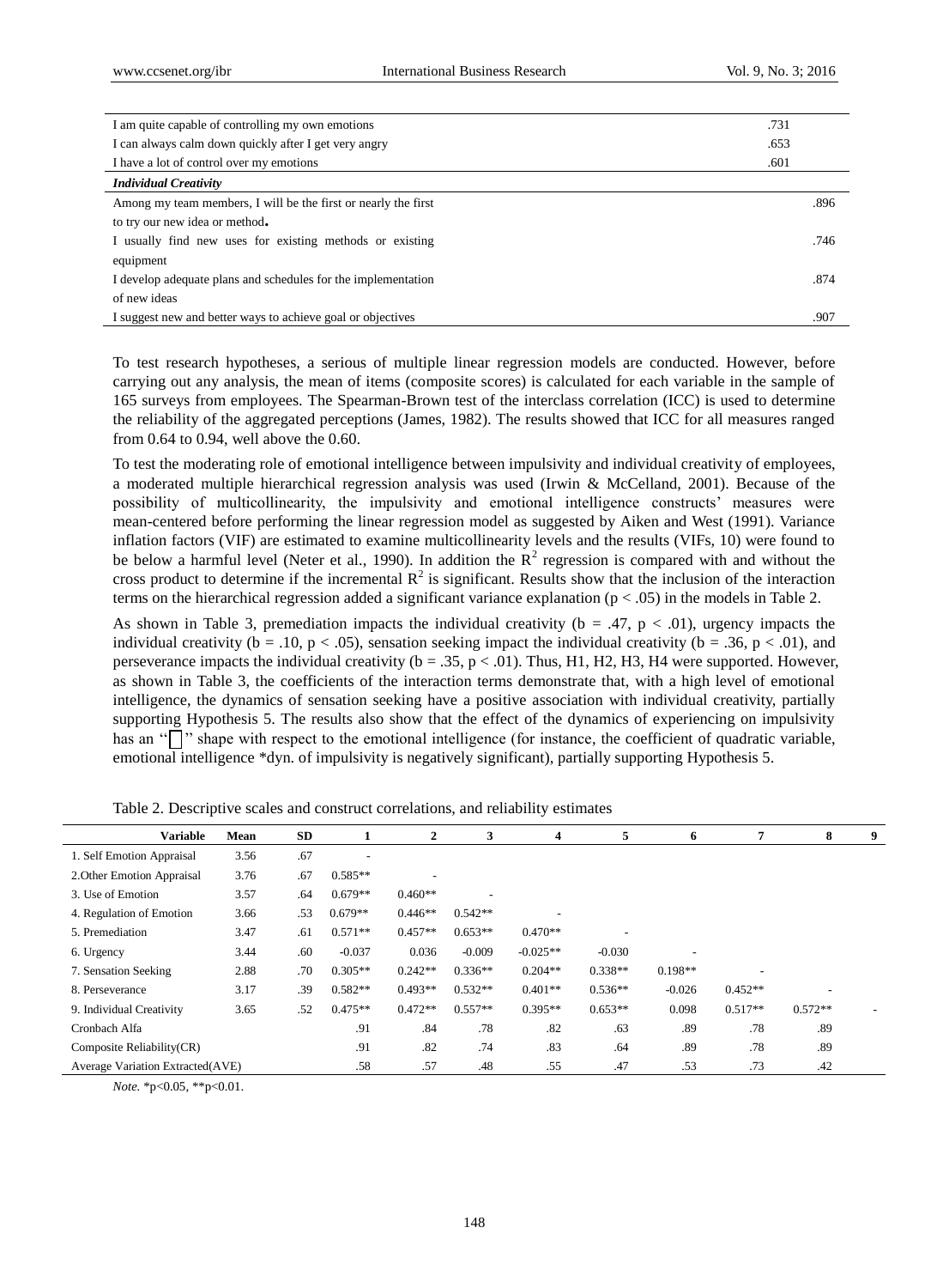| | | |
|---|---|---|
| I am quite capable of controlling my own emotions | .731 | |
| I can always calm down quickly after I get very angry | .653 | |
| I have a lot of control over my emotions | .601 | |
| ***Individual Creativity*** | | |
| Among my team members, I will be the first or nearly the first to try our new idea or method. | | .896 |
| I usually find new uses for existing methods or existing equipment | | .746 |
| I develop adequate plans and schedules for the implementation of new ideas | | .874 |
| I suggest new and better ways to achieve goal or objectives | | .907 |

To test research hypotheses, a serious of multiple linear regression models are conducted. However, before carrying out any analysis, the mean of items (composite scores) is calculated for each variable in the sample of 165 surveys from employees. The Spearman-Brown test of the interclass correlation (ICC) is used to determine the reliability of the aggregated perceptions (James, 1982). The results showed that ICC for all measures ranged from 0.64 to 0.94, well above the 0.60.

To test the moderating role of emotional intelligence between impulsivity and individual creativity of employees, a moderated multiple hierarchical regression analysis was used (Irwin & McCelland, 2001). Because of the possibility of multicollinearity, the impulsivity and emotional intelligence constructs' measures were mean-centered before performing the linear regression model as suggested by Aiken and West (1991). Variance inflation factors (VIF) are estimated to examine multicollinearity levels and the results (VIFs, 10) were found to be below a harmful level (Neter et al., 1990). In addition the $R^2$ regression is compared with and without the cross product to determine if the incremental $R^2$ is significant. Results show that the inclusion of the interaction terms on the hierarchical regression added a significant variance explanation ($p < .05$) in the models in Table 2.

As shown in Table 3, premediation impacts the individual creativity ($b = .47$, $p < .01$), urgency impacts the individual creativity ($b = .10$, $p < .05$), sensation seeking impact the individual creativity ($b = .36$, $p < .01$), and perseverance impacts the individual creativity ($b = .35$, $p < .01$). Thus, H1, H2, H3, H4 were supported. However, as shown in Table 3, the coefficients of the interaction terms demonstrate that, with a high level of emotional intelligence, the dynamics of sensation seeking have a positive association with individual creativity, partially supporting Hypothesis 5. The results also show that the effect of the dynamics of experiencing on impulsivity has an "□" shape with respect to the emotional intelligence (for instance, the coefficient of quadratic variable, emotional intelligence *dyn. of impulsivity is negatively significant), partially supporting Hypothesis 5.

Table 2. Descriptive scales and construct correlations, and reliability estimates

| Variable | Mean | SD | 1 | 2 | 3 | 4 | 5 | 6 | 7 | 8 | 9 |
|---|---|---|---|---|---|---|---|---|---|---|---|
| 1. Self Emotion Appraisal | 3.56 | .67 | - | | | | | | | | |
| 2.Other Emotion Appraisal | 3.76 | .67 | 0.585** | - | | | | | | | |
| 3. Use of Emotion | 3.57 | .64 | 0.679** | 0.460** | - | | | | | | |
| 4. Regulation of Emotion | 3.66 | .53 | 0.679** | 0.446** | 0.542** | - | | | | | |
| 5. Premediation | 3.47 | .61 | 0.571** | 0.457** | 0.653** | 0.470** | - | | | | |
| 6. Urgency | 3.44 | .60 | -0.037 | 0.036 | -0.009 | -0.025** | -0.030 | - | | | |
| 7. Sensation Seeking | 2.88 | .70 | 0.305** | 0.242** | 0.336** | 0.204** | 0.338** | 0.198** | - | | |
| 8. Perseverance | 3.17 | .39 | 0.582** | 0.493** | 0.532** | 0.401** | 0.536** | -0.026 | 0.452** | - | |
| 9. Individual Creativity | 3.65 | .52 | 0.475** | 0.472** | 0.557** | 0.395** | 0.653** | 0.098 | 0.517** | 0.572** | - |
| Cronbach Alfa | | | .91 | .84 | .78 | .82 | .63 | .89 | .78 | .89 | |
| Composite Reliability(CR) | | | .91 | .82 | .74 | .83 | .64 | .89 | .78 | .89 | |
| Average Variation Extracted(AVE) | | | .58 | .57 | .48 | .55 | .47 | .53 | .73 | .42 | |

*Note.* *p<0.05, **p<0.01.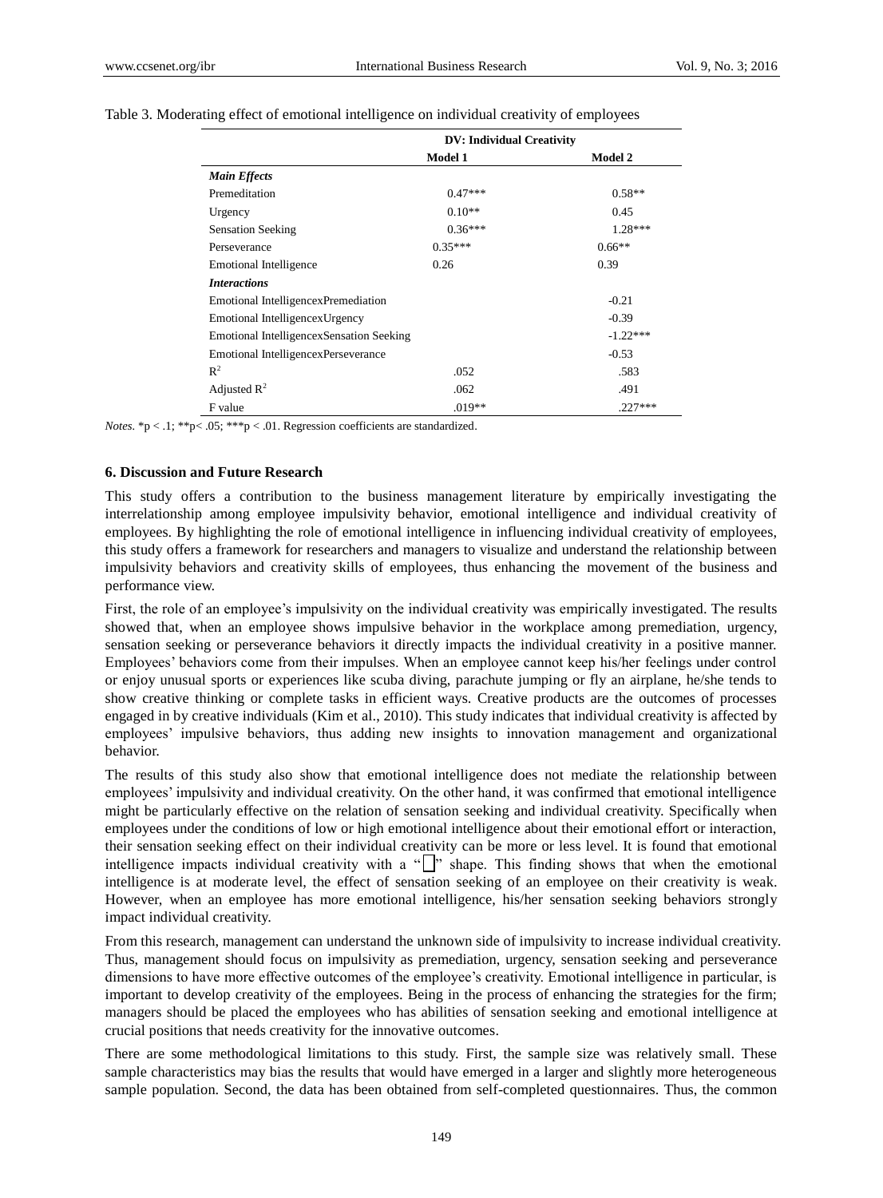Table 3. Moderating effect of emotional intelligence on individual creativity of employees

| | DV: Individual Creativity | |
|---|---|---|
| | Model 1 | Model 2 |
| ***Main Effects*** | | |
| Premeditation | 0.47*** | 0.58** |
| Urgency | 0.10** | 0.45 |
| Sensation Seeking | 0.36*** | 1.28*** |
| Perseverance | 0.35*** | 0.66** |
| Emotional Intelligence | 0.26 | 0.39 |
| ***Interactions*** | | |
| Emotional IntelligencexPremediation | | -0.21 |
| Emotional IntelligencexUrgency | | -0.39 |
| Emotional IntelligencexSensation Seeking | | -1.22*** |
| Emotional IntelligencexPerseverance | | -0.53 |
| $R^2$ | .052 | .583 |
| Adjusted $R^2$ | .062 | .491 |
| F value | .019** | .227*** |

*Notes.* *p < .1; **p< .05; ***p < .01. Regression coefficients are standardized.

### 6. Discussion and Future Research

This study offers a contribution to the business management literature by empirically investigating the interrelationship among employee impulsivity behavior, emotional intelligence and individual creativity of employees. By highlighting the role of emotional intelligence in influencing individual creativity of employees, this study offers a framework for researchers and managers to visualize and understand the relationship between impulsivity behaviors and creativity skills of employees, thus enhancing the movement of the business and performance view.

First, the role of an employee's impulsivity on the individual creativity was empirically investigated. The results showed that, when an employee shows impulsive behavior in the workplace among premediation, urgency, sensation seeking or perseverance behaviors it directly impacts the individual creativity in a positive manner. Employees' behaviors come from their impulses. When an employee cannot keep his/her feelings under control or enjoy unusual sports or experiences like scuba diving, parachute jumping or fly an airplane, he/she tends to show creative thinking or complete tasks in efficient ways. Creative products are the outcomes of processes engaged in by creative individuals (Kim et al., 2010). This study indicates that individual creativity is affected by employees' impulsive behaviors, thus adding new insights to innovation management and organizational behavior.

The results of this study also show that emotional intelligence does not mediate the relationship between employees' impulsivity and individual creativity. On the other hand, it was confirmed that emotional intelligence might be particularly effective on the relation of sensation seeking and individual creativity. Specifically when employees under the conditions of low or high emotional intelligence about their emotional effort or interaction, their sensation seeking effect on their individual creativity can be more or less level. It is found that emotional intelligence impacts individual creativity with a "□" shape. This finding shows that when the emotional intelligence is at moderate level, the effect of sensation seeking of an employee on their creativity is weak. However, when an employee has more emotional intelligence, his/her sensation seeking behaviors strongly impact individual creativity.

From this research, management can understand the unknown side of impulsivity to increase individual creativity. Thus, management should focus on impulsivity as premediation, urgency, sensation seeking and perseverance dimensions to have more effective outcomes of the employee's creativity. Emotional intelligence in particular, is important to develop creativity of the employees. Being in the process of enhancing the strategies for the firm; managers should be placed the employees who has abilities of sensation seeking and emotional intelligence at crucial positions that needs creativity for the innovative outcomes.

There are some methodological limitations to this study. First, the sample size was relatively small. These sample characteristics may bias the results that would have emerged in a larger and slightly more heterogeneous sample population. Second, the data has been obtained from self-completed questionnaires. Thus, the common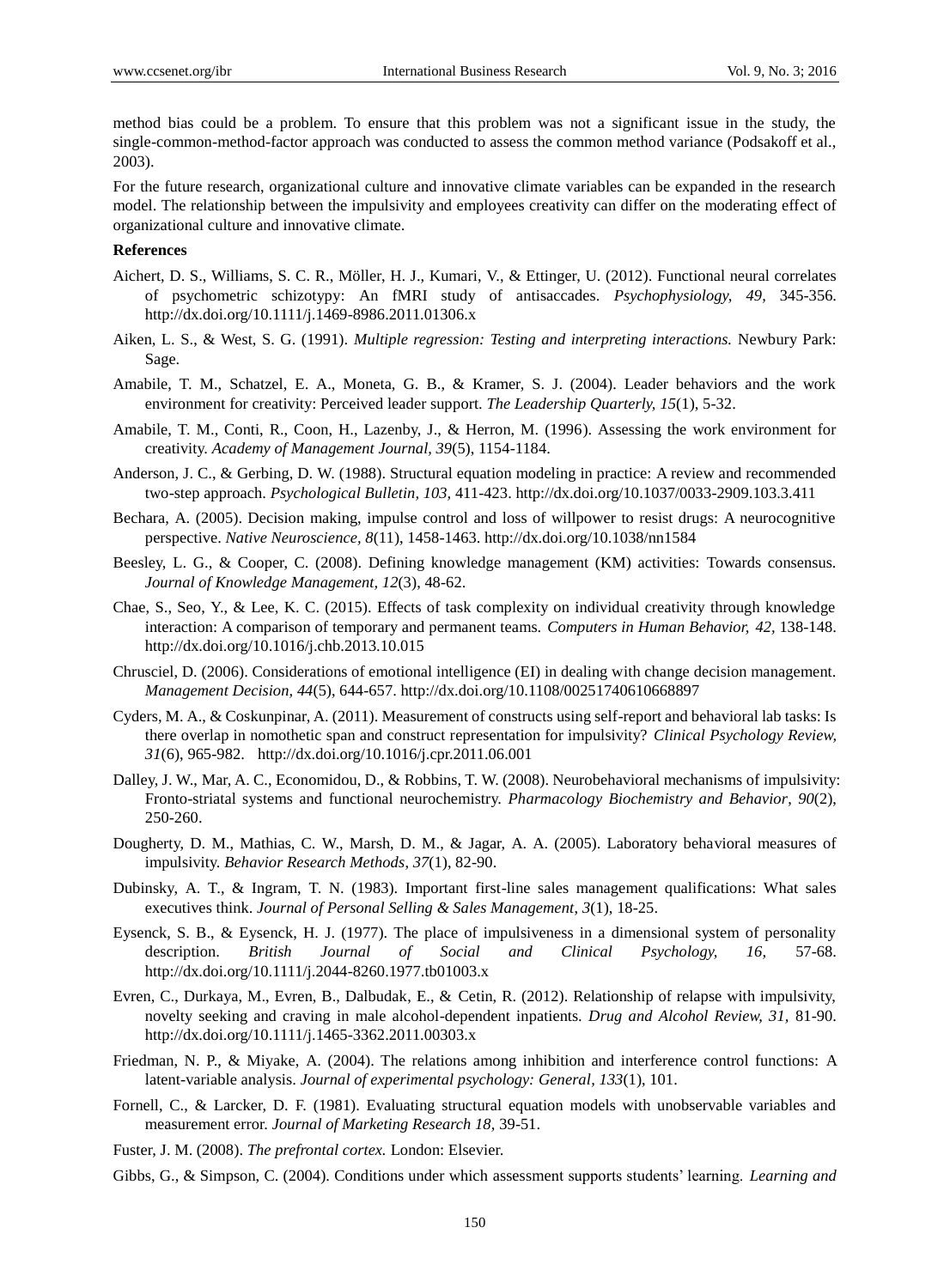method bias could be a problem. To ensure that this problem was not a significant issue in the study, the single-common-method-factor approach was conducted to assess the common method variance (Podsakoff et al., 2003).

For the future research, organizational culture and innovative climate variables can be expanded in the research model. The relationship between the impulsivity and employees creativity can differ on the moderating effect of organizational culture and innovative climate.

**References**

Aichert, D. S., Williams, S. C. R., Möller, H. J., Kumari, V., & Ettinger, U. (2012). Functional neural correlates of psychometric schizotypy: An fMRI study of antisaccades. *Psychophysiology, 49*, 345-356. http://dx.doi.org/10.1111/j.1469-8986.2011.01306.x

Aiken, L. S., & West, S. G. (1991). *Multiple regression: Testing and interpreting interactions.* Newbury Park: Sage.

Amabile, T. M., Schatzel, E. A., Moneta, G. B., & Kramer, S. J. (2004). Leader behaviors and the work environment for creativity: Perceived leader support. *The Leadership Quarterly, 15*(1), 5-32.

Amabile, T. M., Conti, R., Coon, H., Lazenby, J., & Herron, M. (1996). Assessing the work environment for creativity. *Academy of Management Journal, 39*(5), 1154-1184.

Anderson, J. C., & Gerbing, D. W. (1988). Structural equation modeling in practice: A review and recommended two-step approach. *Psychological Bulletin, 103,* 411-423. http://dx.doi.org/10.1037/0033-2909.103.3.411

Bechara, A. (2005). Decision making, impulse control and loss of willpower to resist drugs: A neurocognitive perspective. *Native Neuroscience, 8*(11), 1458-1463. http://dx.doi.org/10.1038/nn1584

Beesley, L. G., & Cooper, C. (2008). Defining knowledge management (KM) activities: Towards consensus. *Journal of Knowledge Management, 12*(3), 48-62.

Chae, S., Seo, Y., & Lee, K. C. (2015). Effects of task complexity on individual creativity through knowledge interaction: A comparison of temporary and permanent teams. *Computers in Human Behavior, 42,* 138-148. http://dx.doi.org/10.1016/j.chb.2013.10.015

Chrusciel, D. (2006). Considerations of emotional intelligence (EI) in dealing with change decision management. *Management Decision, 44*(5), 644-657. http://dx.doi.org/10.1108/00251740610668897

Cyders, M. A., & Coskunpinar, A. (2011). Measurement of constructs using self-report and behavioral lab tasks: Is there overlap in nomothetic span and construct representation for impulsivity? *Clinical Psychology Review, 31*(6), 965-982. http://dx.doi.org/10.1016/j.cpr.2011.06.001

Dalley, J. W., Mar, A. C., Economidou, D., & Robbins, T. W. (2008). Neurobehavioral mechanisms of impulsivity: Fronto-striatal systems and functional neurochemistry. *Pharmacology Biochemistry and Behavior*, *90*(2), 250-260.

Dougherty, D. M., Mathias, C. W., Marsh, D. M., & Jagar, A. A. (2005). Laboratory behavioral measures of impulsivity. *Behavior Research Methods*, *37*(1), 82-90.

Dubinsky, A. T., & Ingram, T. N. (1983). Important first-line sales management qualifications: What sales executives think. *Journal of Personal Selling & Sales Management*, *3*(1), 18-25.

Eysenck, S. B., & Eysenck, H. J. (1977). The place of impulsiveness in a dimensional system of personality description. *British Journal of Social and Clinical Psychology, 16,* 57-68. http://dx.doi.org/10.1111/j.2044-8260.1977.tb01003.x

Evren, C., Durkaya, M., Evren, B., Dalbudak, E., & Cetin, R. (2012). Relationship of relapse with impulsivity, novelty seeking and craving in male alcohol-dependent inpatients. *Drug and Alcohol Review, 31,* 81-90. http://dx.doi.org/10.1111/j.1465-3362.2011.00303.x

Friedman, N. P., & Miyake, A. (2004). The relations among inhibition and interference control functions: A latent-variable analysis. *Journal of experimental psychology: General*, *133*(1), 101.

Fornell, C., & Larcker, D. F. (1981). Evaluating structural equation models with unobservable variables and measurement error. *Journal of Marketing Research 18,* 39-51.

Fuster, J. M. (2008). *The prefrontal cortex.* London: Elsevier.

Gibbs, G., & Simpson, C. (2004). Conditions under which assessment supports students' learning. *Learning and*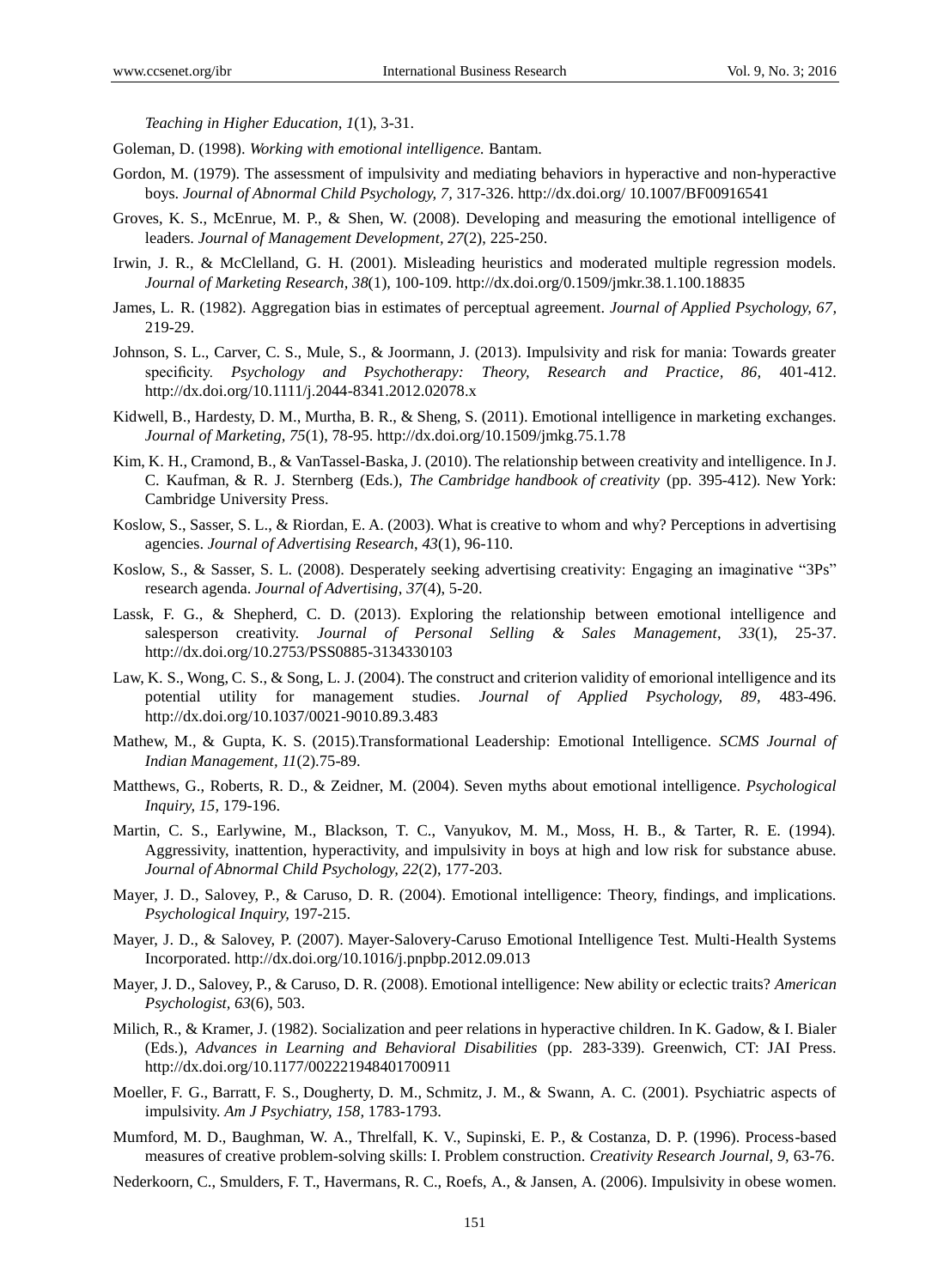*Teaching in Higher Education, 1*(1), 3-31.

Goleman, D. (1998). *Working with emotional intelligence.* Bantam.

Gordon, M. (1979). The assessment of impulsivity and mediating behaviors in hyperactive and non-hyperactive boys. *Journal of Abnormal Child Psychology, 7,* 317-326. http://dx.doi.org/ 10.1007/BF00916541

Groves, K. S., McEnrue, M. P., & Shen, W. (2008). Developing and measuring the emotional intelligence of leaders. *Journal of Management Development, 27*(2), 225-250.

Irwin, J. R., & McClelland, G. H. (2001). Misleading heuristics and moderated multiple regression models. *Journal of Marketing Research, 38*(1), 100-109. http://dx.doi.org/0.1509/jmkr.38.1.100.18835

James, L. R. (1982). Aggregation bias in estimates of perceptual agreement. *Journal of Applied Psychology, 67,* 219-29.

Johnson, S. L., Carver, C. S., Mule, S., & Joormann, J. (2013). Impulsivity and risk for mania: Towards greater specificity. *Psychology and Psychotherapy: Theory, Research and Practice, 86,* 401-412. http://dx.doi.org/10.1111/j.2044-8341.2012.02078.x

Kidwell, B., Hardesty, D. M., Murtha, B. R., & Sheng, S. (2011). Emotional intelligence in marketing exchanges. *Journal of Marketing, 75*(1), 78-95. http://dx.doi.org/10.1509/jmkg.75.1.78

Kim, K. H., Cramond, B., & VanTassel-Baska, J. (2010). The relationship between creativity and intelligence. In J. C. Kaufman, & R. J. Sternberg (Eds.), *The Cambridge handbook of creativity* (pp. 395-412). New York: Cambridge University Press.

Koslow, S., Sasser, S. L., & Riordan, E. A. (2003). What is creative to whom and why? Perceptions in advertising agencies. *Journal of Advertising Research, 43*(1), 96-110.

Koslow, S., & Sasser, S. L. (2008). Desperately seeking advertising creativity: Engaging an imaginative "3Ps" research agenda. *Journal of Advertising, 37*(4), 5-20.

Lassk, F. G., & Shepherd, C. D. (2013). Exploring the relationship between emotional intelligence and salesperson creativity. *Journal of Personal Selling & Sales Management, 33*(1), 25-37. http://dx.doi.org/10.2753/PSS0885-3134330103

Law, K. S., Wong, C. S., & Song, L. J. (2004). The construct and criterion validity of emorional intelligence and its potential utility for management studies. *Journal of Applied Psychology, 89,* 483-496. http://dx.doi.org/10.1037/0021-9010.89.3.483

Mathew, M., & Gupta, K. S. (2015).Transformational Leadership: Emotional Intelligence. *SCMS Journal of Indian Management, 11*(2).75-89.

Matthews, G., Roberts, R. D., & Zeidner, M. (2004). Seven myths about emotional intelligence. *Psychological Inquiry, 15,* 179-196.

Martin, C. S., Earlywine, M., Blackson, T. C., Vanyukov, M. M., Moss, H. B., & Tarter, R. E. (1994). Aggressivity, inattention, hyperactivity, and impulsivity in boys at high and low risk for substance abuse. *Journal of Abnormal Child Psychology, 22*(2), 177-203.

Mayer, J. D., Salovey, P., & Caruso, D. R. (2004). Emotional intelligence: Theory, findings, and implications. *Psychological Inquiry,* 197-215.

Mayer, J. D., & Salovey, P. (2007). Mayer-Salovery-Caruso Emotional Intelligence Test. Multi-Health Systems Incorporated. http://dx.doi.org/10.1016/j.pnpbp.2012.09.013

Mayer, J. D., Salovey, P., & Caruso, D. R. (2008). Emotional intelligence: New ability or eclectic traits? *American Psychologist, 63*(6), 503.

Milich, R., & Kramer, J. (1982). Socialization and peer relations in hyperactive children. In K. Gadow, & I. Bialer (Eds.), *Advances in Learning and Behavioral Disabilities* (pp. 283-339). Greenwich, CT: JAI Press. http://dx.doi.org/10.1177/002221948401700911

Moeller, F. G., Barratt, F. S., Dougherty, D. M., Schmitz, J. M., & Swann, A. C. (2001). Psychiatric aspects of impulsivity. *Am J Psychiatry, 158,* 1783-1793.

Mumford, M. D., Baughman, W. A., Threlfall, K. V., Supinski, E. P., & Costanza, D. P. (1996). Process-based measures of creative problem-solving skills: I. Problem construction. *Creativity Research Journal, 9,* 63-76.

Nederkoorn, C., Smulders, F. T., Havermans, R. C., Roefs, A., & Jansen, A. (2006). Impulsivity in obese women.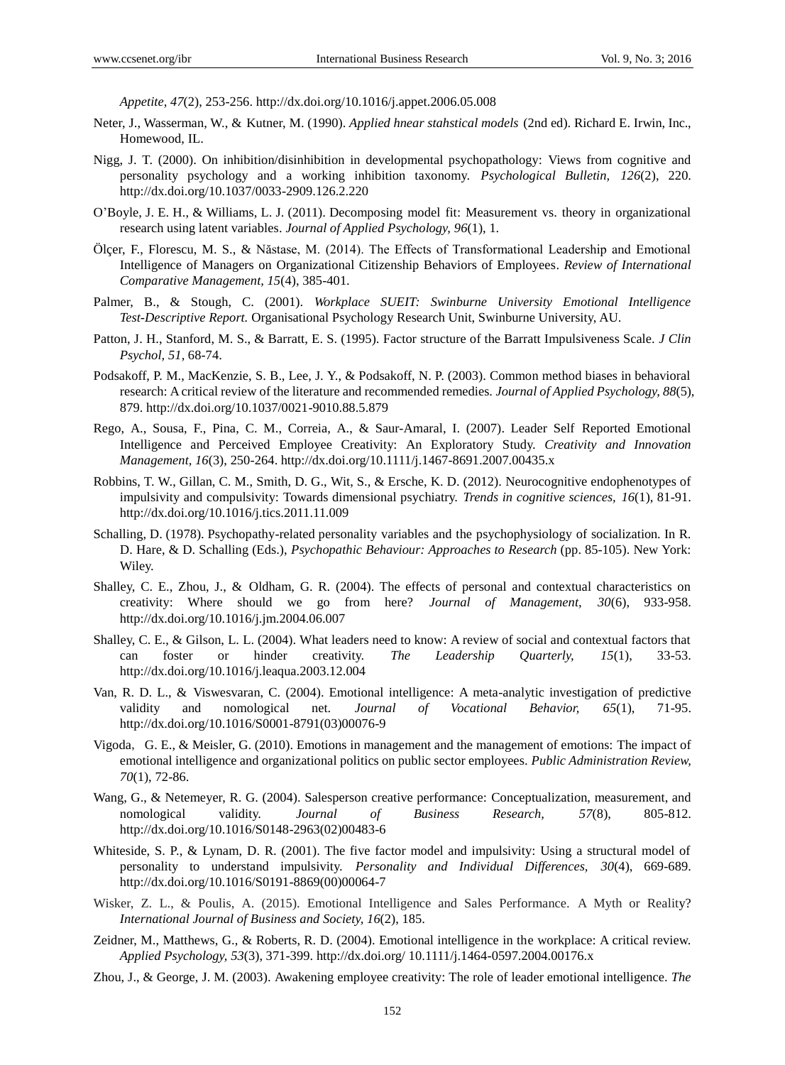*Appetite, 47*(2), 253-256. http://dx.doi.org/10.1016/j.appet.2006.05.008

Neter, J., Wasserman, W., & Kutner, M. (1990). *Applied hnear stahstical models* (2nd ed). Richard E. Irwin, Inc., Homewood, IL.

Nigg, J. T. (2000). On inhibition/disinhibition in developmental psychopathology: Views from cognitive and personality psychology and a working inhibition taxonomy. *Psychological Bulletin, 126*(2), 220. http://dx.doi.org/10.1037/0033-2909.126.2.220

O'Boyle, J. E. H., & Williams, L. J. (2011). Decomposing model fit: Measurement vs. theory in organizational research using latent variables. *Journal of Applied Psychology, 96*(1), 1.

Ölçer, F., Florescu, M. S., & Năstase, M. (2014). The Effects of Transformational Leadership and Emotional Intelligence of Managers on Organizational Citizenship Behaviors of Employees. *Review of International Comparative Management, 15*(4), 385-401.

Palmer, B., & Stough, C. (2001). *Workplace SUEIT: Swinburne University Emotional Intelligence Test-Descriptive Report.* Organisational Psychology Research Unit, Swinburne University, AU.

Patton, J. H., Stanford, M. S., & Barratt, E. S. (1995). Factor structure of the Barratt Impulsiveness Scale. *J Clin Psychol, 51*, 68-74.

Podsakoff, P. M., MacKenzie, S. B., Lee, J. Y., & Podsakoff, N. P. (2003). Common method biases in behavioral research: A critical review of the literature and recommended remedies. *Journal of Applied Psychology, 88*(5), 879. http://dx.doi.org/10.1037/0021-9010.88.5.879

Rego, A., Sousa, F., Pina, C. M., Correia, A., & Saur-Amaral, I. (2007). Leader Self Reported Emotional Intelligence and Perceived Employee Creativity: An Exploratory Study. *Creativity and Innovation Management, 16*(3), 250-264. http://dx.doi.org/10.1111/j.1467-8691.2007.00435.x

Robbins, T. W., Gillan, C. M., Smith, D. G., Wit, S., & Ersche, K. D. (2012). Neurocognitive endophenotypes of impulsivity and compulsivity: Towards dimensional psychiatry. *Trends in cognitive sciences, 16*(1), 81-91. http://dx.doi.org/10.1016/j.tics.2011.11.009

Schalling, D. (1978). Psychopathy-related personality variables and the psychophysiology of socialization. In R. D. Hare, & D. Schalling (Eds.), *Psychopathic Behaviour: Approaches to Research* (pp. 85-105). New York: Wiley.

Shalley, C. E., Zhou, J., & Oldham, G. R. (2004). The effects of personal and contextual characteristics on creativity: Where should we go from here? *Journal of Management, 30*(6), 933-958. http://dx.doi.org/10.1016/j.jm.2004.06.007

Shalley, C. E., & Gilson, L. L. (2004). What leaders need to know: A review of social and contextual factors that can foster or hinder creativity. *The Leadership Quarterly, 15*(1), 33-53. http://dx.doi.org/10.1016/j.leaqua.2003.12.004

Van, R. D. L., & Viswesvaran, C. (2004). Emotional intelligence: A meta-analytic investigation of predictive validity and nomological net. *Journal of Vocational Behavior, 65*(1), 71-95. http://dx.doi.org/10.1016/S0001-8791(03)00076-9

Vigoda, G. E., & Meisler, G. (2010). Emotions in management and the management of emotions: The impact of emotional intelligence and organizational politics on public sector employees. *Public Administration Review, 70*(1), 72-86.

Wang, G., & Netemeyer, R. G. (2004). Salesperson creative performance: Conceptualization, measurement, and nomological validity. *Journal of Business Research, 57*(8), 805-812. http://dx.doi.org/10.1016/S0148-2963(02)00483-6

Whiteside, S. P., & Lynam, D. R. (2001). The five factor model and impulsivity: Using a structural model of personality to understand impulsivity. *Personality and Individual Differences, 30*(4), 669-689. http://dx.doi.org/10.1016/S0191-8869(00)00064-7

Wisker, Z. L., & Poulis, A. (2015). Emotional Intelligence and Sales Performance. A Myth or Reality? *International Journal of Business and Society, 16*(2), 185.

Zeidner, M., Matthews, G., & Roberts, R. D. (2004). Emotional intelligence in the workplace: A critical review. *Applied Psychology, 53*(3), 371-399. http://dx.doi.org/ 10.1111/j.1464-0597.2004.00176.x

Zhou, J., & George, J. M. (2003). Awakening employee creativity: The role of leader emotional intelligence. *The*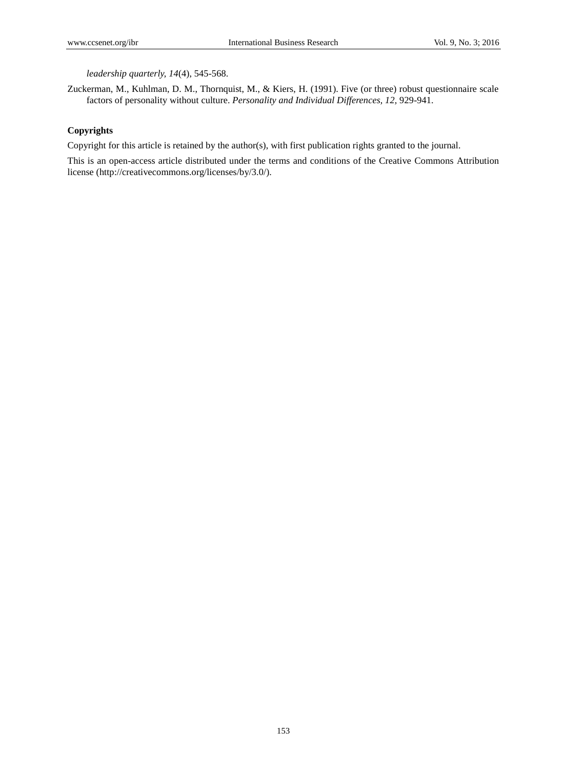*leadership quarterly, 14*(4), 545-568.

Zuckerman, M., Kuhlman, D. M., Thornquist, M., & Kiers, H. (1991). Five (or three) robust questionnaire scale factors of personality without culture. *Personality and Individual Differences, 12,* 929-941.

**Copyrights**

Copyright for this article is retained by the author(s), with first publication rights granted to the journal.

This is an open-access article distributed under the terms and conditions of the Creative Commons Attribution license (http://creativecommons.org/licenses/by/3.0/).